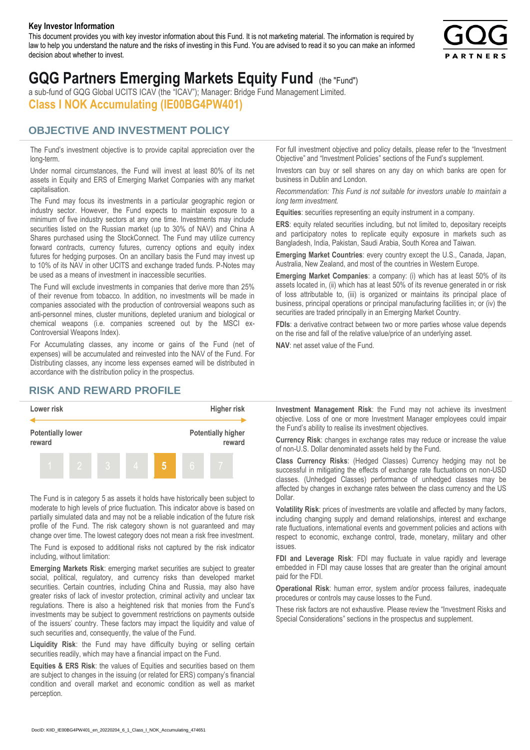**Key Investor Information**

This document provides you with key investor information about this Fund. It is not marketing material. The information is required by law to help you understand the nature and the risks of investing in this Fund. You are advised to read it so you can make an informed decision about whether to invest.

# GQG Partners Emerging Markets Equity Fund (the "Fund")

a sub-fund of GQG Global UCITS ICAV (the "ICAV"); Manager: Bridge Fund Management Limited.

## Class I NOK Accumulating (IE00BG4PW401)

## OBJECTIVE AND INVESTMENT POLICY

The Fund's investment objective is to provide capital appreciation over the long-term.

Under normal circumstances, the Fund will invest at least 80% of its net assets in Equity and ERS of Emerging Market Companies with any market capitalisation.

The Fund may focus its investments in a particular geographic region or industry sector. However, the Fund expects to maintain exposure to a minimum of five industry sectors at any one time. Investments may include securities listed on the Russian market (up to 30% of NAV) and China A Shares purchased using the StockConnect. The Fund may utilize currency forward contracts, currency futures, currency options and equity index futures for hedging purposes. On an ancillary basis the Fund may invest up to 10% of its NAV in other UCITS and exchange traded funds. P-Notes may be used as a means of investment in inaccessible securities.

The Fund will exclude investments in companies that derive more than 25% of their revenue from tobacco. In addition, no investments will be made in companies associated with the production of controversial weapons such as anti-personnel mines, cluster munitions, depleted uranium and biological or chemical weapons (i.e. companies screened out by the MSCI ex-Controversial Weapons Index).

For Accumulating classes, any income or gains of the Fund (net of expenses) will be accumulated and reinvested into the NAV of the Fund. For Distributing classes, any income less expenses earned will be distributed in accordance with the distribution policy in the prospectus.

For full investment objective and policy details, please refer to the "Investment Objective" and "Investment Policies" sections of the Fund's supplement.

Investors can buy or sell shares on any day on which banks are open for business in Dublin and London.

*Recommendation: This Fund is not suitable for investors unable to maintain a long term investment.*

**Equities**: securities representing an equity instrument in a company.

**ERS**: equity related securities including, but not limited to, depositary receipts and participatory notes to replicate equity exposure in markets such as Bangladesh, India, Pakistan, Saudi Arabia, South Korea and Taiwan.

**Emerging Market Countries**: every country except the U.S., Canada, Japan, Australia, New Zealand, and most of the countries in Western Europe.

**Emerging Market Companies**: a company: (i) which has at least 50% of its assets located in, (ii) which has at least 50% of its revenue generated in or risk of loss attributable to, (iii) is organized or maintains its principal place of business, principal operations or principal manufacturing facilities in; or (iv) the securities are traded principally in an Emerging Market Country.

**FDIs**: a derivative contract between two or more parties whose value depends on the rise and fall of the relative value/price of an underlying asset.

**NAV**: net asset value of the Fund.

## RISK AND REWARD PROFILE

| Lower risk | | | | | | Higher risk |
|---|---|---|---|---|---|---|
| Potentially lower reward | | | | | | Potentially higher reward |
| 1 | 2 | 3 | 4 | **5** | 6 | 7 |

The Fund is in category 5 as assets it holds have historically been subject to moderate to high levels of price fluctuation. This indicator above is based on partially simulated data and may not be a reliable indication of the future risk profile of the Fund. The risk category shown is not guaranteed and may change over time. The lowest category does not mean a risk free investment.

The Fund is exposed to additional risks not captured by the risk indicator including, without limitation:

**Emerging Markets Risk**: emerging market securities are subject to greater social, political, regulatory, and currency risks than developed market securities. Certain countries, including China and Russia, may also have greater risks of lack of investor protection, criminal activity and unclear tax regulations. There is also a heightened risk that monies from the Fund's investments may be subject to government restrictions on payments outside of the issuers' country. These factors may impact the liquidity and value of such securities and, consequently, the value of the Fund.

**Liquidity Risk**: the Fund may have difficulty buying or selling certain securities readily, which may have a financial impact on the Fund.

**Equities & ERS Risk**: the values of Equities and securities based on them are subject to changes in the issuing (or related for ERS) company's financial condition and overall market and economic condition as well as market perception.

**Investment Management Risk**: the Fund may not achieve its investment objective. Loss of one or more Investment Manager employees could impair the Fund's ability to realise its investment objectives.

**Currency Risk**: changes in exchange rates may reduce or increase the value of non-U.S. Dollar denominated assets held by the Fund.

**Class Currency Risks**: (Hedged Classes) Currency hedging may not be successful in mitigating the effects of exchange rate fluctuations on non-USD classes. (Unhedged Classes) performance of unhedged classes may be affected by changes in exchange rates between the class currency and the US Dollar.

**Volatility Risk**: prices of investments are volatile and affected by many factors, including changing supply and demand relationships, interest and exchange rate fluctuations, international events and government policies and actions with respect to economic, exchange control, trade, monetary, military and other issues.

**FDI and Leverage Risk**: FDI may fluctuate in value rapidly and leverage embedded in FDI may cause losses that are greater than the original amount paid for the FDI.

**Operational Risk**: human error, system and/or process failures, inadequate procedures or controls may cause losses to the Fund.

These risk factors are not exhaustive. Please review the "Investment Risks and Special Considerations" sections in the prospectus and supplement.

DocID: KIID_IE00BG4PW401_en_20220204_6_1_Class_I_NOK_Accumulating_474651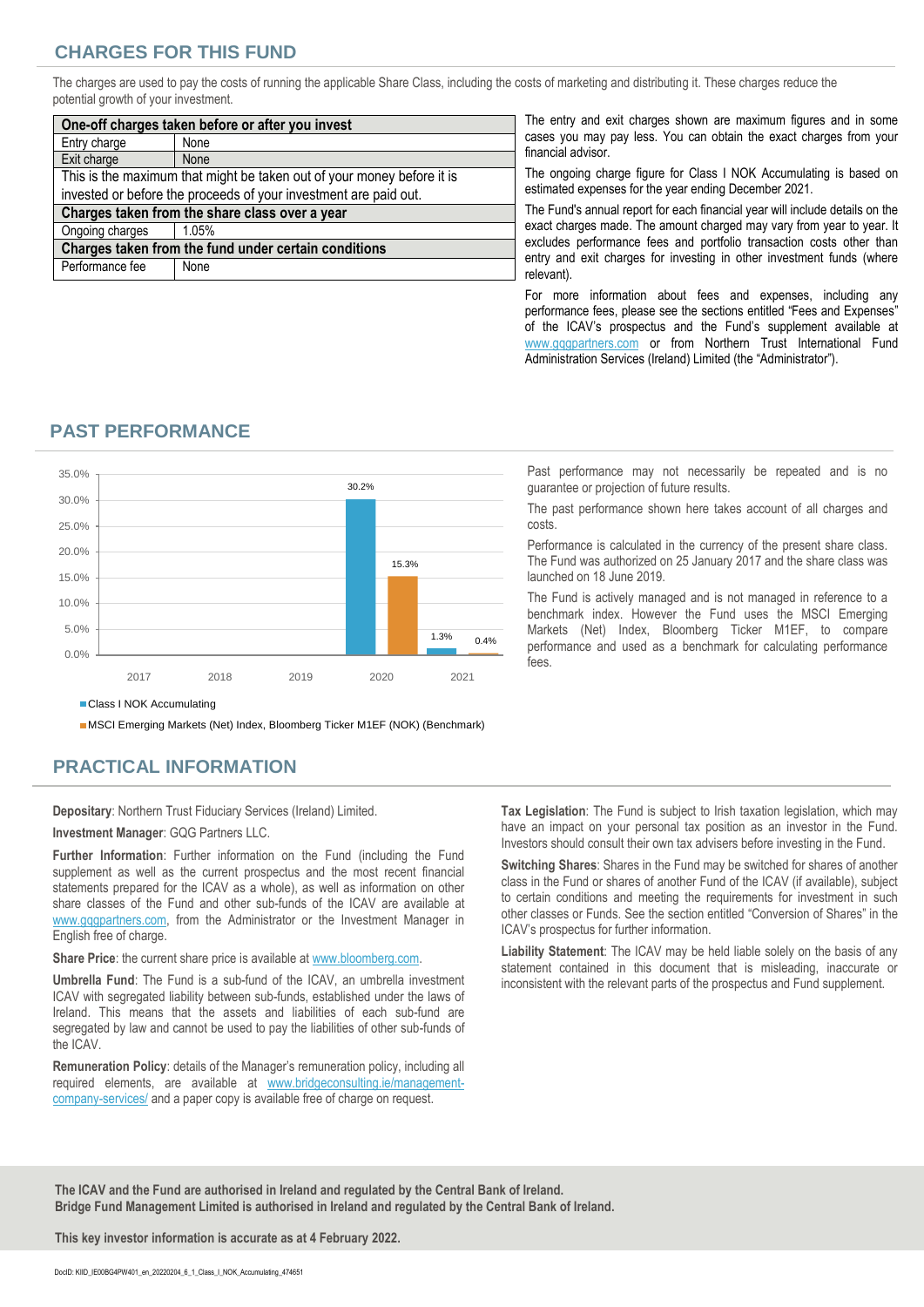## CHARGES FOR THIS FUND

The charges are used to pay the costs of running the applicable Share Class, including the costs of marketing and distributing it. These charges reduce the potential growth of your investment.

| | |
|---|---|
| **One-off charges taken before or after you invest** | |
| Entry charge | None |
| Exit charge | None |
| This is the maximum that might be taken out of your money before it is invested or before the proceeds of your investment are paid out. | |
| **Charges taken from the share class over a year** | |
| Ongoing charges | 1.05% |
| **Charges taken from the fund under certain conditions** | |
| Performance fee | None |

The entry and exit charges shown are maximum figures and in some cases you may pay less. You can obtain the exact charges from your financial advisor.

The ongoing charge figure for Class I NOK Accumulating is based on estimated expenses for the year ending December 2021.

The Fund's annual report for each financial year will include details on the exact charges made. The amount charged may vary from year to year. It excludes performance fees and portfolio transaction costs other than entry and exit charges for investing in other investment funds (where relevant).

For more information about fees and expenses, including any performance fees, please see the sections entitled "Fees and Expenses" of the ICAV's prospectus and the Fund's supplement available at www.gqgpartners.com or from Northern Trust International Fund Administration Services (Ireland) Limited (the "Administrator").

## PAST PERFORMANCE

35.0%
30.0%
25.0%
20.0%
15.0%
10.0%
5.0%
0.0%

30.2%
15.3%
1.3%
0.4%

2017
2018
2019
2020
2021

Class I NOK Accumulating
MSCI Emerging Markets (Net) Index, Bloomberg Ticker M1EF (NOK) (Benchmark)

Past performance may not necessarily be repeated and is no guarantee or projection of future results.

The past performance shown here takes account of all charges and costs.

Performance is calculated in the currency of the present share class. The Fund was authorized on 25 January 2017 and the share class was launched on 18 June 2019.

The Fund is actively managed and is not managed in reference to a benchmark index. However the Fund uses the MSCI Emerging Markets (Net) Index, Bloomberg Ticker M1EF, to compare performance and used as a benchmark for calculating performance fees.

## PRACTICAL INFORMATION

**Depositary**: Northern Trust Fiduciary Services (Ireland) Limited.

**Investment Manager**: GQG Partners LLC.

**Further Information**: Further information on the Fund (including the Fund supplement as well as the current prospectus and the most recent financial statements prepared for the ICAV as a whole), as well as information on other share classes of the Fund and other sub-funds of the ICAV are available at www.gqgpartners.com, from the Administrator or the Investment Manager in English free of charge.

**Share Price**: the current share price is available at www.bloomberg.com.

**Umbrella Fund**: The Fund is a sub-fund of the ICAV, an umbrella investment ICAV with segregated liability between sub-funds, established under the laws of Ireland. This means that the assets and liabilities of each sub-fund are segregated by law and cannot be used to pay the liabilities of other sub-funds of the ICAV.

**Remuneration Policy**: details of the Manager's remuneration policy, including all required elements, are available at www.bridgeconsulting.ie/management-company-services/ and a paper copy is available free of charge on request.

**Tax Legislation**: The Fund is subject to Irish taxation legislation, which may have an impact on your personal tax position as an investor in the Fund. Investors should consult their own tax advisers before investing in the Fund.

**Switching Shares**: Shares in the Fund may be switched for shares of another class in the Fund or shares of another Fund of the ICAV (if available), subject to certain conditions and meeting the requirements for investment in such other classes or Funds. See the section entitled "Conversion of Shares" in the ICAV's prospectus for further information.

**Liability Statement**: The ICAV may be held liable solely on the basis of any statement contained in this document that is misleading, inaccurate or inconsistent with the relevant parts of the prospectus and Fund supplement.

**The ICAV and the Fund are authorised in Ireland and regulated by the Central Bank of Ireland.**
**Bridge Fund Management Limited is authorised in Ireland and regulated by the Central Bank of Ireland.**

**This key investor information is accurate as at 4 February 2022.**

DocID: KIID_IE00BG4PW401_en_20220204_6_1_Class_I_NOK_Accumulating_474651